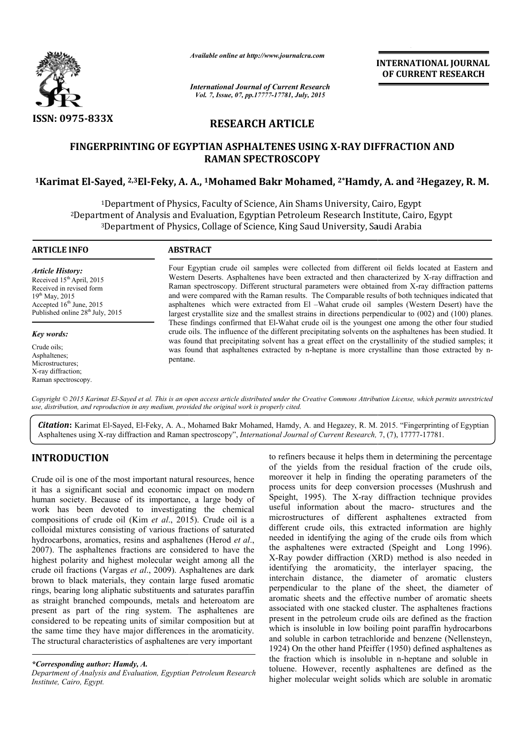ISSN: 0975-833X

*Available online at http://www.journalcra.com*

*International Journal of Current Research*
*Vol. 7, Issue, 07, pp.17777-17781, July, 2015*

**INTERNATIONAL JOURNAL OF CURRENT RESEARCH**

## RESEARCH ARTICLE

# FINGERPRINTING OF EGYPTIAN ASPHALTENES USING X-RAY DIFFRACTION AND RAMAN SPECTROSCOPY

**[1]Karimat El-Sayed, [2,3]El-Feky, A. A., [1]Mohamed Bakr Mohamed, [2*]Hamdy, A. and [2]Hegazey, R. M.**

[1]Department of Physics, Faculty of Science, Ain Shams University, Cairo, Egypt
[2]Department of Analysis and Evaluation, Egyptian Petroleum Research Institute, Cairo, Egypt
[3]Department of Physics, Collage of Science, King Saud University, Saudi Arabia

### ARTICLE INFO

*Article History:*
Received 15[th] April, 2015
Received in revised form
19[th] May, 2015
Accepted 16[th] June, 2015
Published online 28[th] July, 2015

*Key words:*
Crude oils;
Asphaltenes;
Microstructures;
X-ray diffraction;
Raman spectroscopy.

### ABSTRACT

Four Egyptian crude oil samples were collected from different oil fields located at Eastern and Western Deserts. Asphaltenes have been extracted and then characterized by X-ray diffraction and Raman spectroscopy. Different structural parameters were obtained from X-ray diffraction patterns and were compared with the Raman results. The Comparable results of both techniques indicated that asphaltenes which were extracted from El –Wahat crude oil samples (Western Desert) have the largest crystallite size and the smallest strains in directions perpendicular to (002) and (100) planes. These findings confirmed that El-Wahat crude oil is the youngest one among the other four studied crude oils. The influence of the different precipitating solvents on the asphaltenes has been studied. It was found that precipitating solvent has a great effect on the crystallinity of the studied samples; it was found that asphaltenes extracted by n-heptane is more crystalline than those extracted by n-pentane.

*Copyright © 2015 Karimat El-Sayed et al. This is an open access article distributed under the Creative Commons Attribution License, which permits unrestricted use, distribution, and reproduction in any medium, provided the original work is properly cited.*

***Citation***: Karimat El-Sayed, El-Feky, A. A., Mohamed Bakr Mohamed, Hamdy, A. and Hegazey, R. M. 2015. "Fingerprinting of Egyptian Asphaltenes using X-ray diffraction and Raman spectroscopy", *International Journal of Current Research,* 7, (7), 17777-17781.

## INTRODUCTION

Crude oil is one of the most important natural resources, hence it has a significant social and economic impact on modern human society. Because of its importance, a large body of work has been devoted to investigating the chemical compositions of crude oil (Kim *et al*., 2015). Crude oil is a colloidal mixtures consisting of various fractions of saturated hydrocarbons, aromatics, resins and asphaltenes (Herod *et al*., 2007). The asphaltenes fractions are considered to have the highest polarity and highest molecular weight among all the crude oil fractions (Vargas *et al*., 2009). Asphaltenes are dark brown to black materials, they contain large fused aromatic rings, bearing long aliphatic substituents and saturates paraffin as straight branched compounds, metals and heteroatom are present as part of the ring system. The asphaltenes are considered to be repeating units of similar composition but at the same time they have major differences in the aromaticity. The structural characteristics of asphaltenes are very important to refiners because it helps them in determining the percentage of the yields from the residual fraction of the crude oils, moreover it help in finding the operating parameters of the process units for deep conversion processes (Mushrush and Speight, 1995). The X-ray diffraction technique provides useful information about the macro- structures and the microstructures of different asphaltenes extracted from different crude oils, this extracted information are highly needed in identifying the aging of the crude oils from which the asphaltenes were extracted (Speight and Long 1996). X-Ray powder diffraction (XRD) method is also needed in identifying the aromaticity, the interlayer spacing, the interchain distance, the diameter of aromatic clusters perpendicular to the plane of the sheet, the diameter of aromatic sheets and the effective number of aromatic sheets associated with one stacked cluster. The asphaltenes fractions present in the petroleum crude oils are defined as the fraction which is insoluble in low boiling point paraffin hydrocarbons and soluble in carbon tetrachloride and benzene (Nellensteyn, 1924) On the other hand Pfeiffer (1950) defined asphaltenes as the fraction which is insoluble in n-heptane and soluble in toluene. However, recently asphaltenes are defined as the higher molecular weight solids which are soluble in aromatic

**\*Corresponding author: Hamdy, A.**
*Department of Analysis and Evaluation, Egyptian Petroleum Research Institute, Cairo, Egypt.*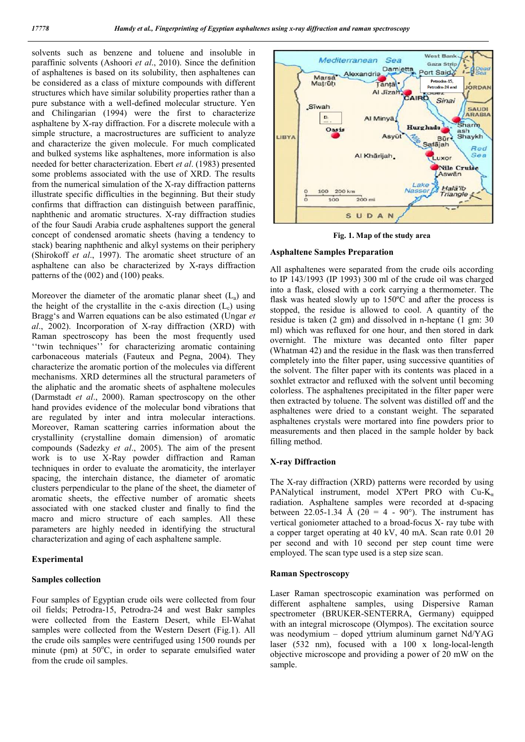solvents such as benzene and toluene and insoluble in paraffinic solvents (Ashoori *et al*., 2010). Since the definition of asphaltenes is based on its solubility, then asphaltenes can be considered as a class of mixture compounds with different structures which have similar solubility properties rather than a pure substance with a well-defined molecular structure. Yen and Chilingarian (1994) were the first to characterize asphaltene by X-ray diffraction. For a discrete molecule with a simple structure, a macrostructures are sufficient to analyze and characterize the given molecule. For much complicated and bulked systems like asphaltenes, more information is also needed for better characterization. Ebert *et al*. (1983) presented some problems associated with the use of XRD. The results from the numerical simulation of the X-ray diffraction patterns illustrate specific difficulties in the beginning. But their study confirms that diffraction can distinguish between paraffinic, naphthenic and aromatic structures. X-ray diffraction studies of the four Saudi Arabia crude asphaltenes support the general concept of condensed aromatic sheets (having a tendency to stack) bearing naphthenic and alkyl systems on their periphery (Shirokoff *et al*., 1997). The aromatic sheet structure of an asphaltene can also be characterized by X-rays diffraction patterns of the (002) and (100) peaks.

Moreover the diameter of the aromatic planar sheet ($L_a$) and the height of the crystallite in the c-axis direction ($L_c$) using Bragg's and Warren equations can be also estimated (Ungar *et al*., 2002). Incorporation of X-ray diffraction (XRD) with Raman spectroscopy has been the most frequently used ''twin techniques'' for characterizing aromatic containing carbonaceous materials (Fauteux and Pegna, 2004). They characterize the aromatic portion of the molecules via different mechanisms. XRD determines all the structural parameters of the aliphatic and the aromatic sheets of asphaltene molecules (Darmstadt *et al*., 2000). Raman spectroscopy on the other hand provides evidence of the molecular bond vibrations that are regulated by inter and intra molecular interactions. Moreover, Raman scattering carries information about the crystallinity (crystalline domain dimension) of aromatic compounds (Sadezky *et al*., 2005). The aim of the present work is to use X-Ray powder diffraction and Raman techniques in order to evaluate the aromaticity, the interlayer spacing, the interchain distance, the diameter of aromatic clusters perpendicular to the plane of the sheet, the diameter of aromatic sheets, the effective number of aromatic sheets associated with one stacked cluster and finally to find the macro and micro structure of each samples. All these parameters are highly needed in identifying the structural characterization and aging of each asphaltene sample.

## Experimental

### Samples collection

Four samples of Egyptian crude oils were collected from four oil fields; Petrodra-15, Petrodra-24 and west Bakr samples were collected from the Eastern Desert, while El-Wahat samples were collected from the Western Desert (Fig.1). All the crude oils samples were centrifuged using 1500 rounds per minute (pm) at 50°C, in order to separate emulsified water from the crude oil samples.

**Fig. 1. Map of the study area**

### Asphaltene Samples Preparation

All asphaltenes were separated from the crude oils according to IP 143/1993 (IP 143/1993) 300 ml of the crude oil was charged into a flask, closed with a cork carrying a thermometer. The flask was heated slowly up to 150ºC and after the process is stopped, the residue is allowed to cool. A quantity of the residue is taken (2 gm) and dissolved in n-heptane (1 gm: 30 ml) which was refluxed for one hour, and then stored in dark overnight. The mixture was decanted onto filter paper (Whatman 42) and the residue in the flask was then transferred completely into the filter paper, using successive quantities of the solvent. The filter paper with its contents was placed in a soxhlet extractor and refluxed with the solvent until becoming colorless. The asphaltenes precipitated in the filter paper were then extracted by toluene. The solvent was distilled off and the asphaltenes were dried to a constant weight. The separated asphaltenes crystals were mortared into fine powders prior to measurements and then placed in the sample holder by back filling method.

### X-ray Diffraction

The X-ray diffraction (XRD) patterns were recorded by using PANalytical instrument, model X'Pert PRO with Cu-$K_\alpha$ radiation. Asphaltene samples were recorded at d-spacing between 22.05-1.34 Å ($2\theta$ = 4 - 90°). The instrument has vertical goniometer attached to a broad-focus X- ray tube with a copper target operating at 40 kV, 40 mA. Scan rate 0.01 $2\theta$ per second and with 10 second per step count time were employed. The scan type used is a step size scan.

### Raman Spectroscopy

Laser Raman spectroscopic examination was performed on different asphaltene samples, using Dispersive Raman spectrometer (BRUKER-SENTERRA, Germany) equipped with an integral microscope (Olympos). The excitation source was neodymium – doped yttrium aluminum garnet Nd/YAG laser (532 nm), focused with a 100 x long-local-length objective microscope and providing a power of 20 mW on the sample.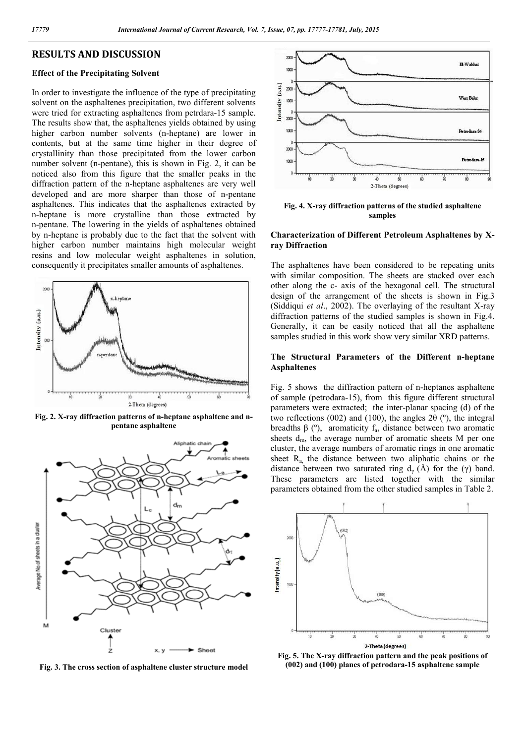## RESULTS AND DISCUSSION

### Effect of the Precipitating Solvent

In order to investigate the influence of the type of precipitating solvent on the asphaltenes precipitation, two different solvents were tried for extracting asphaltenes from petrdara-15 sample. The results show that, the asphaltenes yields obtained by using higher carbon number solvents (n-heptane) are lower in contents, but at the same time higher in their degree of crystallinity than those precipitated from the lower carbon number solvent (n-pentane), this is shown in Fig. 2, it can be noticed also from this figure that the smaller peaks in the diffraction pattern of the n-heptane asphaltenes are very well developed and are more sharper than those of n-pentane asphaltenes. This indicates that the asphaltenes extracted by n-heptane is more crystalline than those extracted by n-pentane. The lowering in the yields of asphaltenes obtained by n-heptane is probably due to the fact that the solvent with higher carbon number maintains high molecular weight resins and low molecular weight asphaltenes in solution, consequently it precipitates smaller amounts of asphaltenes.

**Fig. 2. X-ray diffraction patterns of n-heptane asphaltene and n-pentane asphaltene**

**Fig. 3. The cross section of asphaltene cluster structure model**

**Fig. 4. X-ray diffraction patterns of the studied asphaltene samples**

### Characterization of Different Petroleum Asphaltenes by X-ray Diffraction

The asphaltenes have been considered to be repeating units with similar composition. The sheets are stacked over each other along the c- axis of the hexagonal cell. The structural design of the arrangement of the sheets is shown in Fig.3 (Siddiqui *et al*., 2002). The overlaying of the resultant X-ray diffraction patterns of the studied samples is shown in Fig.4. Generally, it can be easily noticed that all the asphaltene samples studied in this work show very similar XRD patterns.

### The Structural Parameters of the Different n-heptane Asphaltenes

Fig. 5 shows the diffraction pattern of n-heptanes asphaltene of sample (petrodara-15), from this figure different structural parameters were extracted; the inter-planar spacing (d) of the two reflections (002) and (100), the angles 2θ (º), the integral breadths β (º), aromaticity $f_a$, distance between two aromatic sheets $d_m$, the average number of aromatic sheets M per one cluster, the average numbers of aromatic rings in one aromatic sheet $R_a$, the distance between two aliphatic chains or the distance between two saturated ring $d_\gamma$ (Å) for the (γ) band. These parameters are listed together with the similar parameters obtained from the other studied samples in Table 2.

**Fig. 5. The X-ray diffraction pattern and the peak positions of (002) and (100) planes of petrodara-15 asphaltene sample**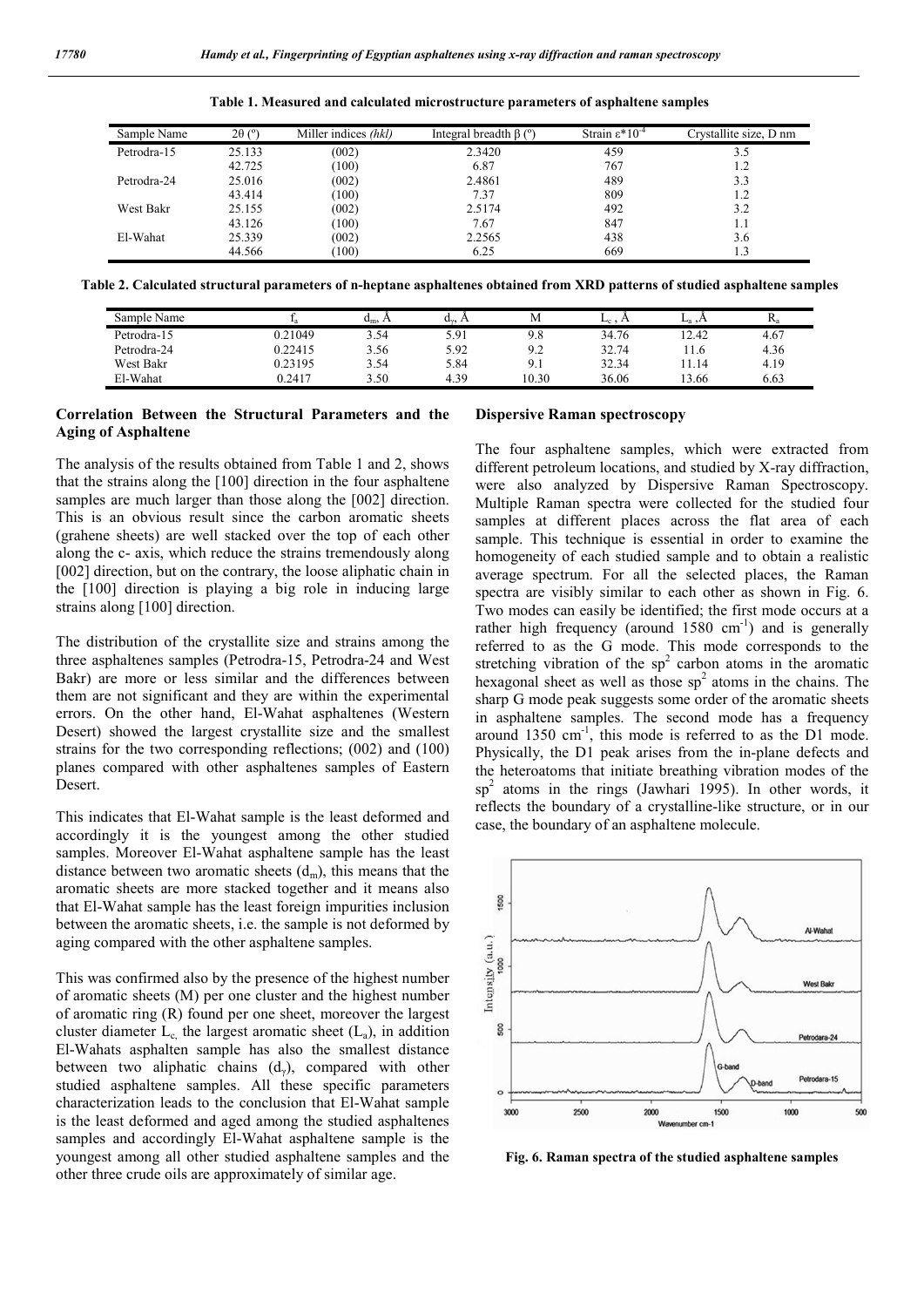**Table 1. Measured and calculated microstructure parameters of asphaltene samples**

| Sample Name | 2θ (º) | Miller indices *(hkl)* | Integral breadth β (º) | Strain $\varepsilon$*$10^{-4}$ | Crystallite size, D nm |
|---|---|---|---|---|---|
| Petrodra-15 | 25.133 | (002) | 2.3420 | 459 | 3.5 |
| | 42.725 | (100) | 6.87 | 767 | 1.2 |
| Petrodra-24 | 25.016 | (002) | 2.4861 | 489 | 3.3 |
| | 43.414 | (100) | 7.37 | 809 | 1.2 |
| West Bakr | 25.155 | (002) | 2.5174 | 492 | 3.2 |
| | 43.126 | (100) | 7.67 | 847 | 1.1 |
| El-Wahat | 25.339 | (002) | 2.2565 | 438 | 3.6 |
| | 44.566 | (100) | 6.25 | 669 | 1.3 |

**Table 2. Calculated structural parameters of n-heptane asphaltenes obtained from XRD patterns of studied asphaltene samples**

| Sample Name | $f_a$ | $d_m$, Å | $d_\gamma$, Å | M | $L_c$ , Å | $L_a$ ,Å | $R_a$ |
|---|---|---|---|---|---|---|---|
| Petrodra-15 | 0.21049 | 3.54 | 5.91 | 9.8 | 34.76 | 12.42 | 4.67 |
| Petrodra-24 | 0.22415 | 3.56 | 5.92 | 9.2 | 32.74 | 11.6 | 4.36 |
| West Bakr | 0.23195 | 3.54 | 5.84 | 9.1 | 32.34 | 11.14 | 4.19 |
| El-Wahat | 0.2417 | 3.50 | 4.39 | 10.30 | 36.06 | 13.66 | 6.63 |

### Correlation Between the Structural Parameters and the Aging of Asphaltene

The analysis of the results obtained from Table 1 and 2, shows that the strains along the [100] direction in the four asphaltene samples are much larger than those along the [002] direction. This is an obvious result since the carbon aromatic sheets (grahene sheets) are well stacked over the top of each other along the c- axis, which reduce the strains tremendously along [002] direction, but on the contrary, the loose aliphatic chain in the [100] direction is playing a big role in inducing large strains along [100] direction.

The distribution of the crystallite size and strains among the three asphaltenes samples (Petrodra-15, Petrodra-24 and West Bakr) are more or less similar and the differences between them are not significant and they are within the experimental errors. On the other hand, El-Wahat asphaltenes (Western Desert) showed the largest crystallite size and the smallest strains for the two corresponding reflections; (002) and (100) planes compared with other asphaltenes samples of Eastern Desert.

This indicates that El-Wahat sample is the least deformed and accordingly it is the youngest among the other studied samples. Moreover El-Wahat asphaltene sample has the least distance between two aromatic sheets ($d_m$), this means that the aromatic sheets are more stacked together and it means also that El-Wahat sample has the least foreign impurities inclusion between the aromatic sheets, i.e. the sample is not deformed by aging compared with the other asphaltene samples.

This was confirmed also by the presence of the highest number of aromatic sheets (M) per one cluster and the highest number of aromatic ring (R) found per one sheet, moreover the largest cluster diameter $L_c$, the largest aromatic sheet ($L_a$), in addition El-Wahats asphalten sample has also the smallest distance between two aliphatic chains ($d_\gamma$), compared with other studied asphaltene samples. All these specific parameters characterization leads to the conclusion that El-Wahat sample is the least deformed and aged among the studied asphaltenes samples and accordingly El-Wahat asphaltene sample is the youngest among all other studied asphaltene samples and the other three crude oils are approximately of similar age.

### Dispersive Raman spectroscopy

The four asphaltene samples, which were extracted from different petroleum locations, and studied by X-ray diffraction, were also analyzed by Dispersive Raman Spectroscopy. Multiple Raman spectra were collected for the studied four samples at different places across the flat area of each sample. This technique is essential in order to examine the homogeneity of each studied sample and to obtain a realistic average spectrum. For all the selected places, the Raman spectra are visibly similar to each other as shown in Fig. 6. Two modes can easily be identified; the first mode occurs at a rather high frequency (around 1580 $cm^{-1}$) and is generally referred to as the G mode. This mode corresponds to the stretching vibration of the $sp^2$ carbon atoms in the aromatic hexagonal sheet as well as those $sp^2$ atoms in the chains. The sharp G mode peak suggests some order of the aromatic sheets in asphaltene samples. The second mode has a frequency around 1350 $cm^{-1}$, this mode is referred to as the D1 mode. Physically, the D1 peak arises from the in-plane defects and the heteroatoms that initiate breathing vibration modes of the $sp^2$ atoms in the rings (Jawhari 1995). In other words, it reflects the boundary of a crystalline-like structure, or in our case, the boundary of an asphaltene molecule.

**Fig. 6. Raman spectra of the studied asphaltene samples**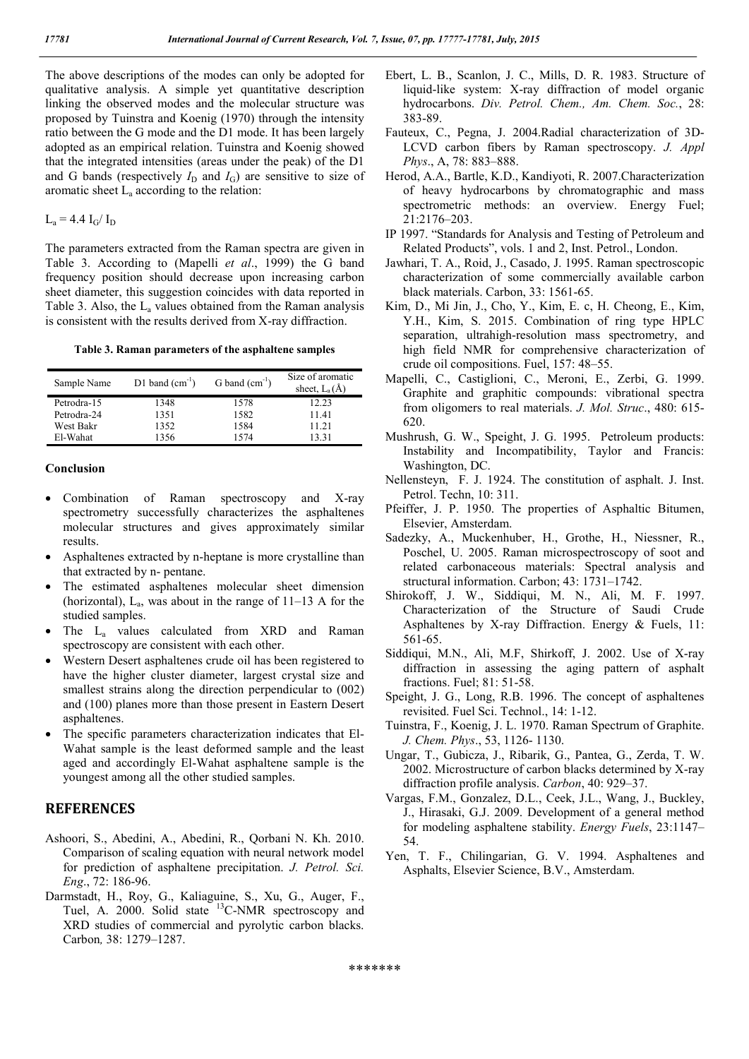The above descriptions of the modes can only be adopted for qualitative analysis. A simple yet quantitative description linking the observed modes and the molecular structure was proposed by Tuinstra and Koenig (1970) through the intensity ratio between the G mode and the D1 mode. It has been largely adopted as an empirical relation. Tuinstra and Koenig showed that the integrated intensities (areas under the peak) of the D1 and G bands (respectively $I_D$ and $I_G$) are sensitive to size of aromatic sheet $L_a$ according to the relation:

$$L_a = 4.4\ I_G / I_D$$

The parameters extracted from the Raman spectra are given in Table 3. According to (Mapelli *et al*., 1999) the G band frequency position should decrease upon increasing carbon sheet diameter, this suggestion coincides with data reported in Table 3. Also, the $L_a$ values obtained from the Raman analysis is consistent with the results derived from X-ray diffraction.

**Table 3. Raman parameters of the asphaltene samples**

| Sample Name | D1 band ($cm^{-1}$) | G band ($cm^{-1}$) | Size of aromatic sheet, $L_a$ (Å) |
|---|---|---|---|
| Petrodra-15 | 1348 | 1578 | 12.23 |
| Petrodra-24 | 1351 | 1582 | 11.41 |
| West Bakr | 1352 | 1584 | 11.21 |
| El-Wahat | 1356 | 1574 | 13.31 |

## Conclusion

- Combination of Raman spectroscopy and X-ray spectrometry successfully characterizes the asphaltenes molecular structures and gives approximately similar results.
- Asphaltenes extracted by n-heptane is more crystalline than that extracted by n- pentane.
- The estimated asphaltenes molecular sheet dimension (horizontal), $L_a$, was about in the range of 11–13 A for the studied samples.
- The $L_a$ values calculated from XRD and Raman spectroscopy are consistent with each other.
- Western Desert asphaltenes crude oil has been registered to have the higher cluster diameter, largest crystal size and smallest strains along the direction perpendicular to (002) and (100) planes more than those present in Eastern Desert asphaltenes.
- The specific parameters characterization indicates that El-Wahat sample is the least deformed sample and the least aged and accordingly El-Wahat asphaltene sample is the youngest among all the other studied samples.

## REFERENCES

Ashoori, S., Abedini, A., Abedini, R., Qorbani N. Kh. 2010. Comparison of scaling equation with neural network model for prediction of asphaltene precipitation. *J. Petrol. Sci. Eng*., 72: 186-96.

Darmstadt, H., Roy, G., Kaliaguine, S., Xu, G., Auger, F., Tuel, A. 2000. Solid state $^{13}$C-NMR spectroscopy and XRD studies of commercial and pyrolytic carbon blacks. Carbon*,* 38: 1279–1287.

Ebert, L. B., Scanlon, J. C., Mills, D. R. 1983. Structure of liquid-like system: X-ray diffraction of model organic hydrocarbons. *Div. Petrol. Chem., Am. Chem. Soc.*, 28: 383-89.

Fauteux, C., Pegna, J. 2004.Radial characterization of 3D-LCVD carbon fibers by Raman spectroscopy. *J. Appl Phys*., A, 78: 883–888.

Herod, A.A., Bartle, K.D., Kandiyoti, R. 2007.Characterization of heavy hydrocarbons by chromatographic and mass spectrometric methods: an overview. Energy Fuel; 21:2176–203.

IP 1997. "Standards for Analysis and Testing of Petroleum and Related Products", vols. 1 and 2, Inst. Petrol., London.

Jawhari, T. A., Roid, J., Casado, J. 1995. Raman spectroscopic characterization of some commercially available carbon black materials. Carbon, 33: 1561-65.

Kim, D., Mi Jin, J., Cho, Y., Kim, E. c, H. Cheong, E., Kim, Y.H., Kim, S. 2015. Combination of ring type HPLC separation, ultrahigh-resolution mass spectrometry, and high field NMR for comprehensive characterization of crude oil compositions. Fuel, 157: 48–55.

Mapelli, C., Castiglioni, C., Meroni, E., Zerbi, G. 1999. Graphite and graphitic compounds: vibrational spectra from oligomers to real materials. *J. Mol. Struc*., 480: 615-620.

Mushrush, G. W., Speight, J. G. 1995. Petroleum products: Instability and Incompatibility, Taylor and Francis: Washington, DC.

Nellensteyn, F. J. 1924. The constitution of asphalt. J. Inst. Petrol. Techn, 10: 311.

Pfeiffer, J. P. 1950. The properties of Asphaltic Bitumen, Elsevier, Amsterdam.

Sadezky, A., Muckenhuber, H., Grothe, H., Niessner, R., Poschel, U. 2005. Raman microspectroscopy of soot and related carbonaceous materials: Spectral analysis and structural information. Carbon; 43: 1731–1742.

Shirokoff, J. W., Siddiqui, M. N., Ali, M. F. 1997. Characterization of the Structure of Saudi Crude Asphaltenes by X-ray Diffraction. Energy & Fuels, 11: 561-65.

Siddiqui, M.N., Ali, M.F, Shirkoff, J. 2002. Use of X-ray diffraction in assessing the aging pattern of asphalt fractions. Fuel; 81: 51-58.

Speight, J. G., Long, R.B. 1996. The concept of asphaltenes revisited. Fuel Sci. Technol., 14: 1-12.

Tuinstra, F., Koenig, J. L. 1970. Raman Spectrum of Graphite. *J. Chem. Phys*., 53, 1126- 1130.

Ungar, T., Gubicza, J., Ribarik, G., Pantea, G., Zerda, T. W. 2002. Microstructure of carbon blacks determined by X-ray diffraction profile analysis. *Carbon*, 40: 929–37.

Vargas, F.M., Gonzalez, D.L., Ceek, J.L., Wang, J., Buckley, J., Hirasaki, G.J. 2009. Development of a general method for modeling asphaltene stability. *Energy Fuels*, 23:1147–54.

Yen, T. F., Chilingarian, G. V. 1994. Asphaltenes and Asphalts, Elsevier Science, B.V., Amsterdam.

\*\*\*\*\*\*\*